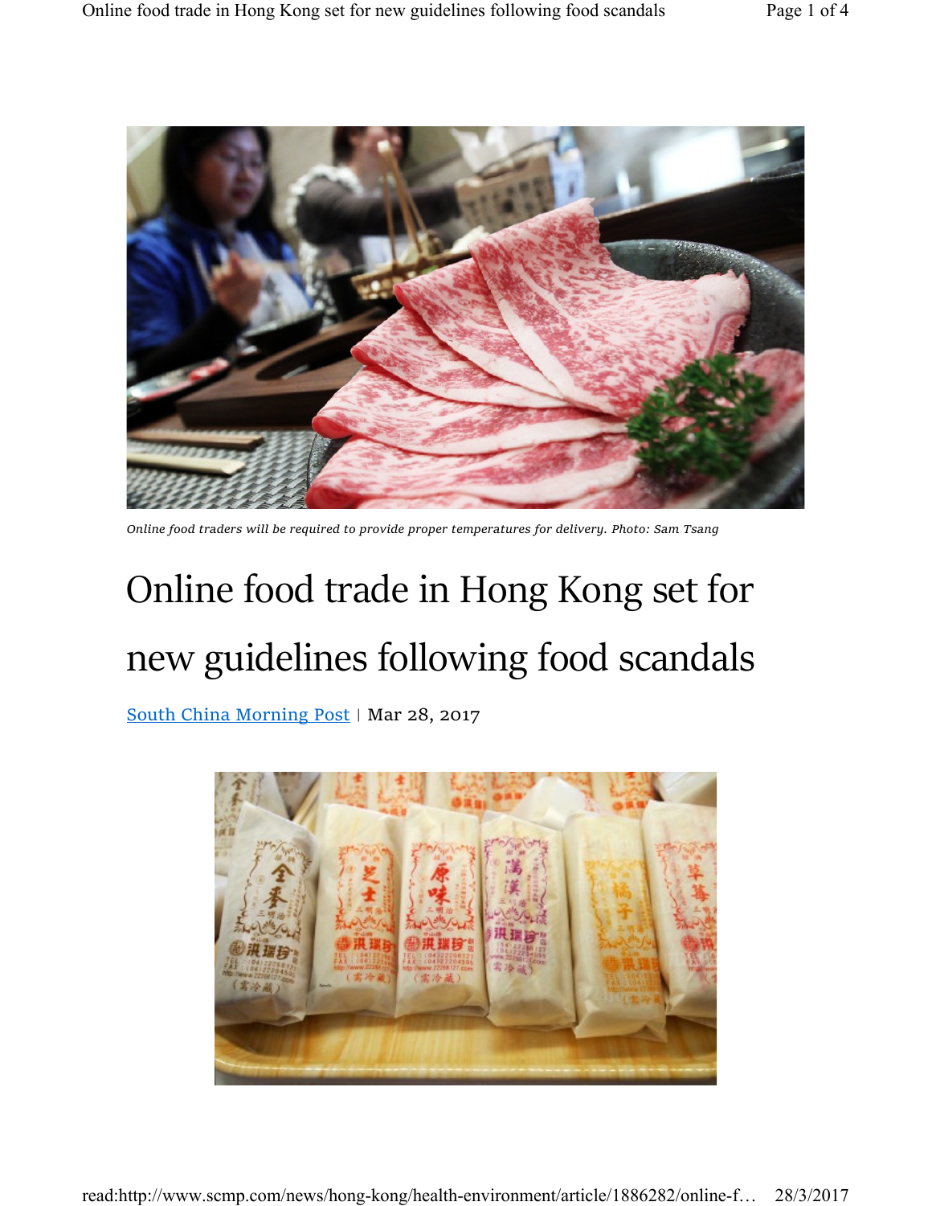*Online food traders will be required to provide proper temperatures for delivery. Photo: Sam Tsang*

# Online food trade in Hong Kong set for new guidelines following food scandals

South China Morning Post | Mar 28, 2017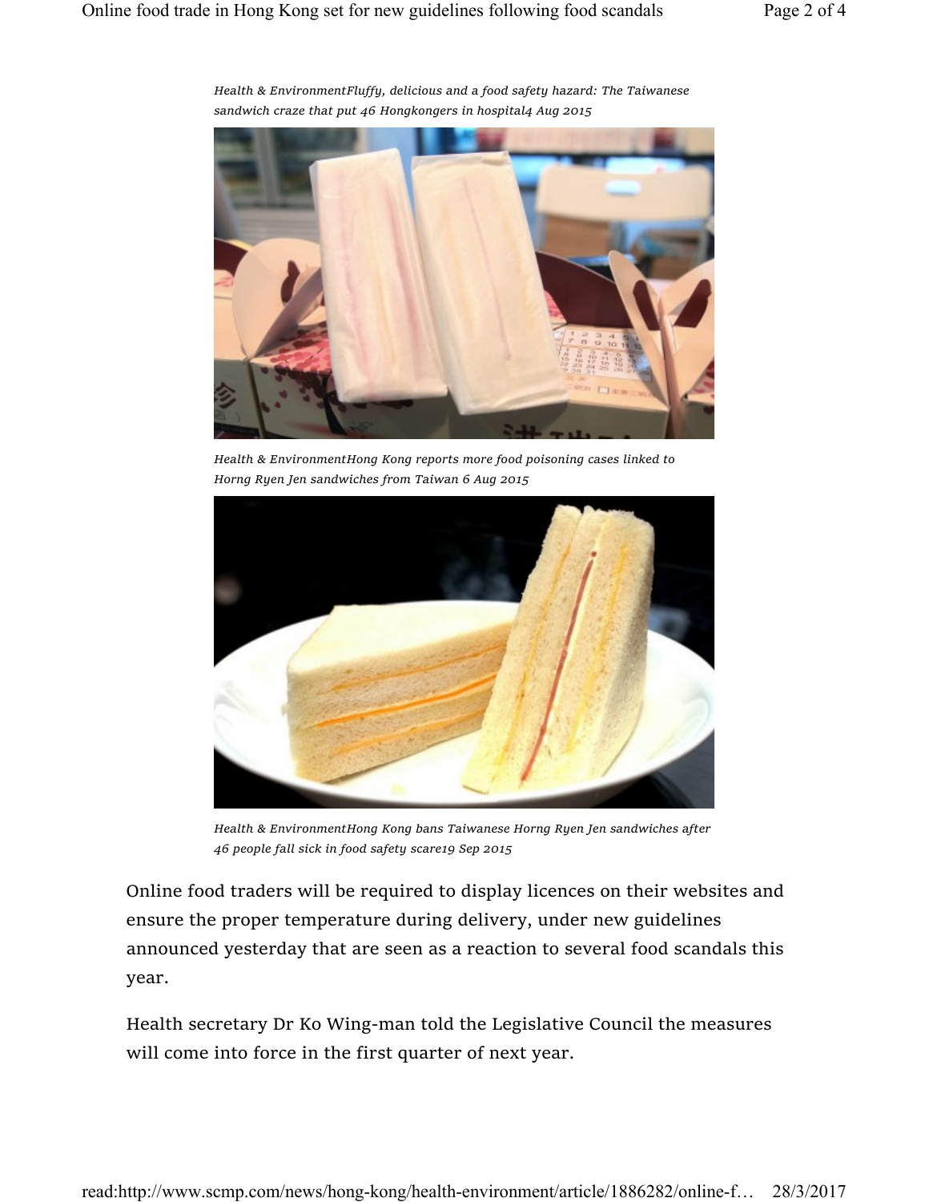*Health & EnvironmentFluffy, delicious and a food safety hazard: The Taiwanese sandwich craze that put 46 Hongkongers in hospital4 Aug 2015*

*Health & EnvironmentHong Kong reports more food poisoning cases linked to Horng Ryen Jen sandwiches from Taiwan 6 Aug 2015*

*Health & EnvironmentHong Kong bans Taiwanese Horng Ryen Jen sandwiches after 46 people fall sick in food safety scare19 Sep 2015*

Online food traders will be required to display licences on their websites and ensure the proper temperature during delivery, under new guidelines announced yesterday that are seen as a reaction to several food scandals this year.

Health secretary Dr Ko Wing-man told the Legislative Council the measures will come into force in the first quarter of next year.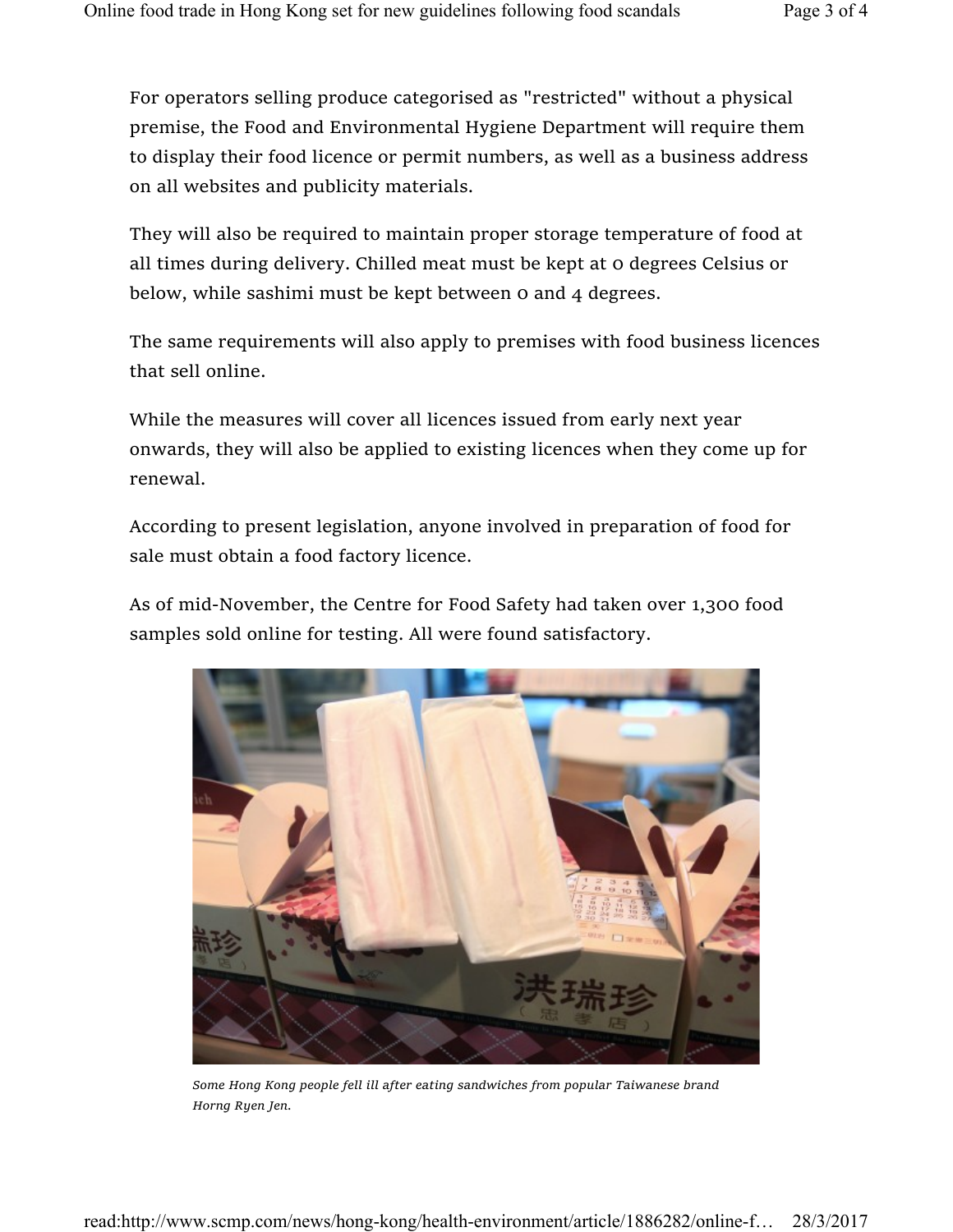For operators selling produce categorised as "restricted" without a physical premise, the Food and Environmental Hygiene Department will require them to display their food licence or permit numbers, as well as a business address on all websites and publicity materials.

They will also be required to maintain proper storage temperature of food at all times during delivery. Chilled meat must be kept at 0 degrees Celsius or below, while sashimi must be kept between 0 and 4 degrees.

The same requirements will also apply to premises with food business licences that sell online.

While the measures will cover all licences issued from early next year onwards, they will also be applied to existing licences when they come up for renewal.

According to present legislation, anyone involved in preparation of food for sale must obtain a food factory licence.

As of mid-November, the Centre for Food Safety had taken over 1,300 food samples sold online for testing. All were found satisfactory.

*Some Hong Kong people fell ill after eating sandwiches from popular Taiwanese brand Horng Ryen Jen.*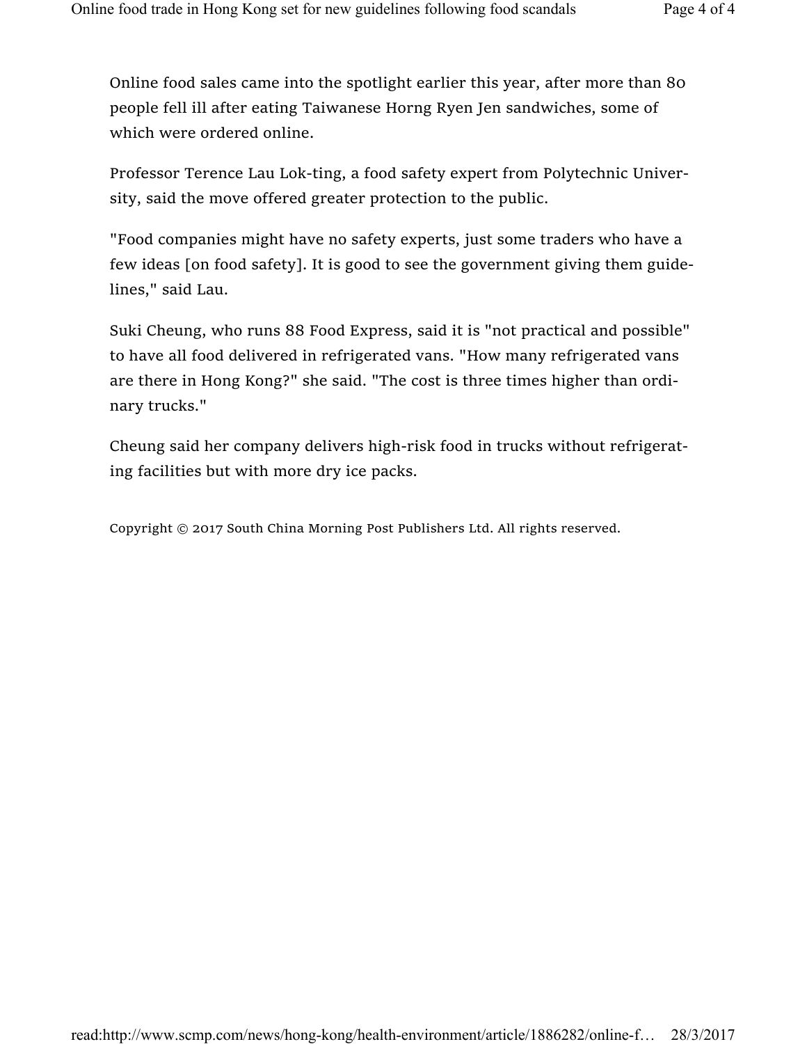Online food sales came into the spotlight earlier this year, after more than 80 people fell ill after eating Taiwanese Horng Ryen Jen sandwiches, some of which were ordered online.

Professor Terence Lau Lok-ting, a food safety expert from Polytechnic University, said the move offered greater protection to the public.

"Food companies might have no safety experts, just some traders who have a few ideas [on food safety]. It is good to see the government giving them guidelines," said Lau.

Suki Cheung, who runs 88 Food Express, said it is "not practical and possible" to have all food delivered in refrigerated vans. "How many refrigerated vans are there in Hong Kong?" she said. "The cost is three times higher than ordinary trucks."

Cheung said her company delivers high-risk food in trucks without refrigerating facilities but with more dry ice packs.

Copyright © 2017 South China Morning Post Publishers Ltd. All rights reserved.